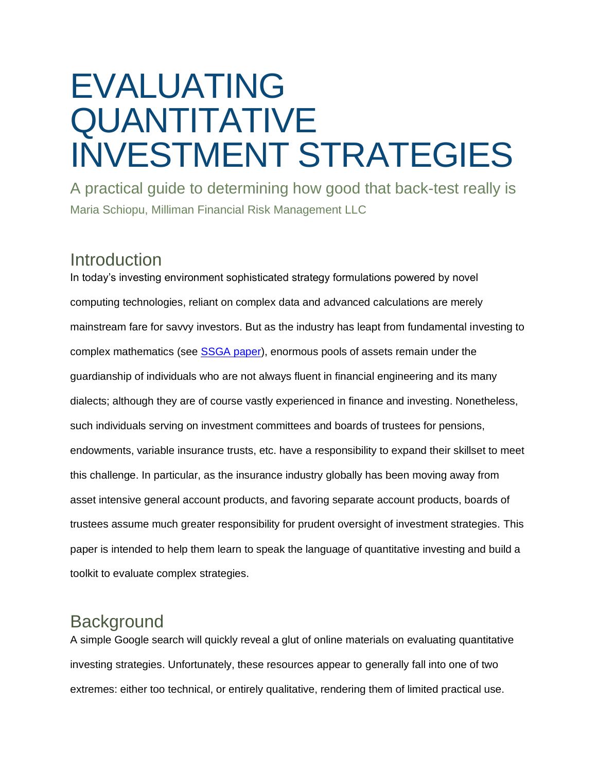# EVALUATING QUANTITATIVE INVESTMENT STRATEGIES

## A practical guide to determining how good that back-test really is

Maria Schiopu, Milliman Financial Risk Management LLC

## Introduction

In today's investing environment sophisticated strategy formulations powered by novel computing technologies, reliant on complex data and advanced calculations are merely mainstream fare for savvy investors. But as the industry has leapt from fundamental investing to complex mathematics (see [SSGA paper]), enormous pools of assets remain under the guardianship of individuals who are not always fluent in financial engineering and its many dialects; although they are of course vastly experienced in finance and investing. Nonetheless, such individuals serving on investment committees and boards of trustees for pensions, endowments, variable insurance trusts, etc. have a responsibility to expand their skillset to meet this challenge. In particular, as the insurance industry globally has been moving away from asset intensive general account products, and favoring separate account products, boards of trustees assume much greater responsibility for prudent oversight of investment strategies. This paper is intended to help them learn to speak the language of quantitative investing and build a toolkit to evaluate complex strategies.

## Background

A simple Google search will quickly reveal a glut of online materials on evaluating quantitative investing strategies. Unfortunately, these resources appear to generally fall into one of two extremes: either too technical, or entirely qualitative, rendering them of limited practical use.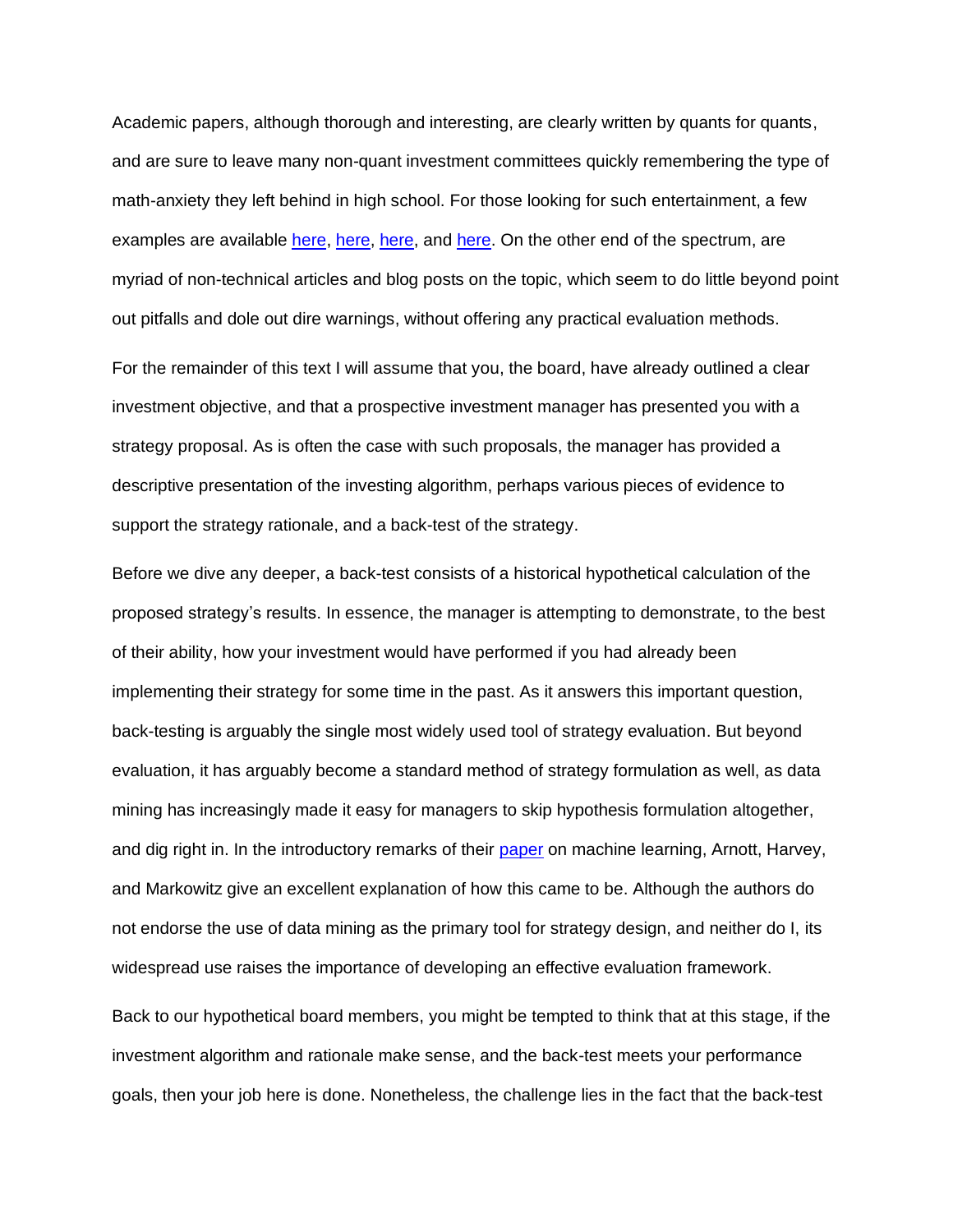Academic papers, although thorough and interesting, are clearly written by quants for quants, and are sure to leave many non-quant investment committees quickly remembering the type of math-anxiety they left behind in high school. For those looking for such entertainment, a few examples are available here, here, here, and here. On the other end of the spectrum, are myriad of non-technical articles and blog posts on the topic, which seem to do little beyond point out pitfalls and dole out dire warnings, without offering any practical evaluation methods.

For the remainder of this text I will assume that you, the board, have already outlined a clear investment objective, and that a prospective investment manager has presented you with a strategy proposal. As is often the case with such proposals, the manager has provided a descriptive presentation of the investing algorithm, perhaps various pieces of evidence to support the strategy rationale, and a back-test of the strategy.

Before we dive any deeper, a back-test consists of a historical hypothetical calculation of the proposed strategy's results. In essence, the manager is attempting to demonstrate, to the best of their ability, how your investment would have performed if you had already been implementing their strategy for some time in the past. As it answers this important question, back-testing is arguably the single most widely used tool of strategy evaluation. But beyond evaluation, it has arguably become a standard method of strategy formulation as well, as data mining has increasingly made it easy for managers to skip hypothesis formulation altogether, and dig right in. In the introductory remarks of their paper on machine learning, Arnott, Harvey, and Markowitz give an excellent explanation of how this came to be. Although the authors do not endorse the use of data mining as the primary tool for strategy design, and neither do I, its widespread use raises the importance of developing an effective evaluation framework.

Back to our hypothetical board members, you might be tempted to think that at this stage, if the investment algorithm and rationale make sense, and the back-test meets your performance goals, then your job here is done. Nonetheless, the challenge lies in the fact that the back-test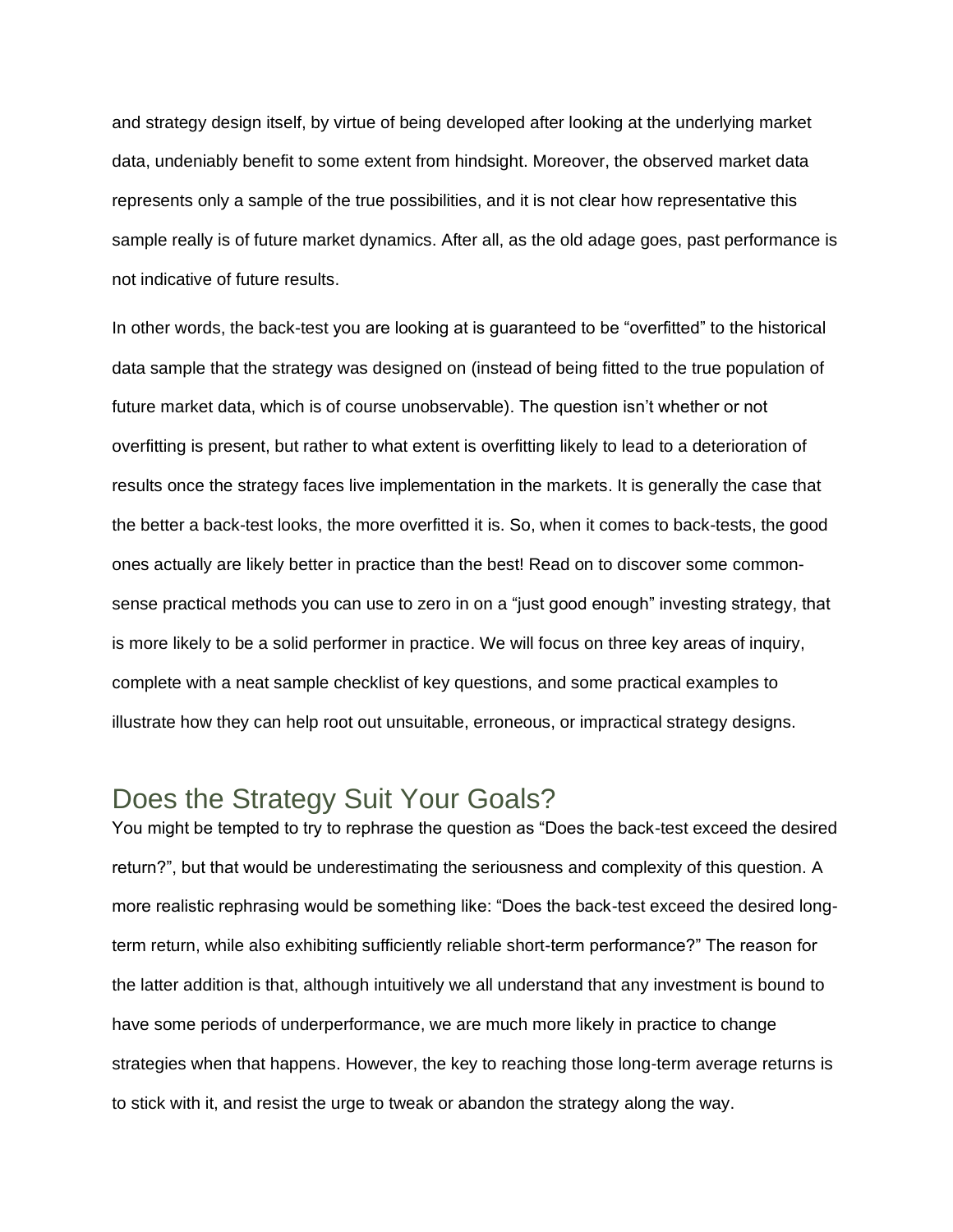and strategy design itself, by virtue of being developed after looking at the underlying market data, undeniably benefit to some extent from hindsight. Moreover, the observed market data represents only a sample of the true possibilities, and it is not clear how representative this sample really is of future market dynamics. After all, as the old adage goes, past performance is not indicative of future results.

In other words, the back-test you are looking at is guaranteed to be "overfitted" to the historical data sample that the strategy was designed on (instead of being fitted to the true population of future market data, which is of course unobservable). The question isn't whether or not overfitting is present, but rather to what extent is overfitting likely to lead to a deterioration of results once the strategy faces live implementation in the markets. It is generally the case that the better a back-test looks, the more overfitted it is. So, when it comes to back-tests, the good ones actually are likely better in practice than the best! Read on to discover some common-sense practical methods you can use to zero in on a "just good enough" investing strategy, that is more likely to be a solid performer in practice. We will focus on three key areas of inquiry, complete with a neat sample checklist of key questions, and some practical examples to illustrate how they can help root out unsuitable, erroneous, or impractical strategy designs.

## Does the Strategy Suit Your Goals?

You might be tempted to try to rephrase the question as "Does the back-test exceed the desired return?", but that would be underestimating the seriousness and complexity of this question. A more realistic rephrasing would be something like: "Does the back-test exceed the desired long-term return, while also exhibiting sufficiently reliable short-term performance?" The reason for the latter addition is that, although intuitively we all understand that any investment is bound to have some periods of underperformance, we are much more likely in practice to change strategies when that happens. However, the key to reaching those long-term average returns is to stick with it, and resist the urge to tweak or abandon the strategy along the way.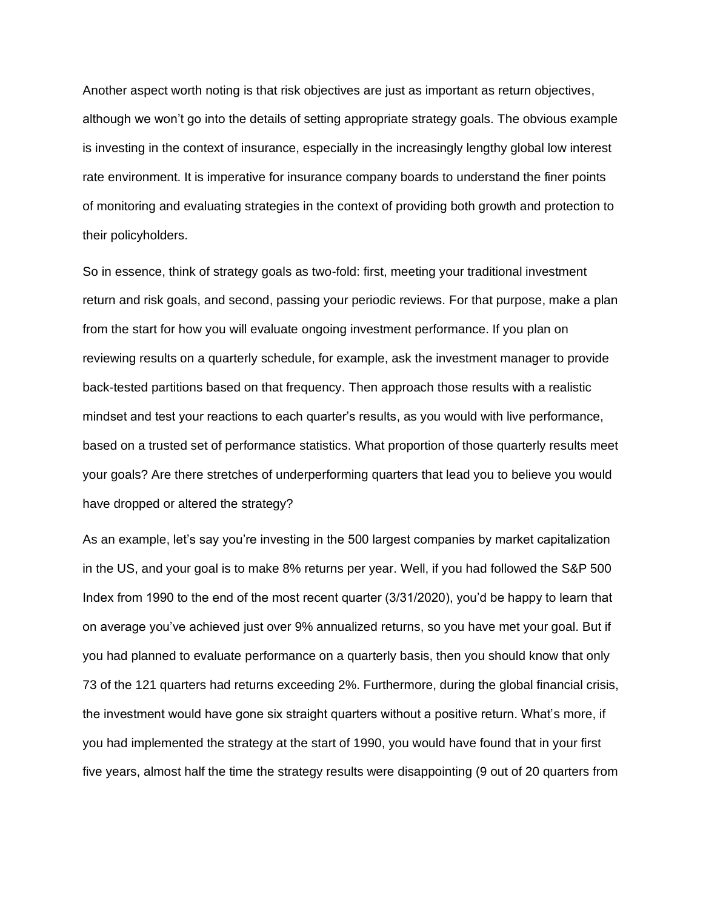Another aspect worth noting is that risk objectives are just as important as return objectives, although we won't go into the details of setting appropriate strategy goals. The obvious example is investing in the context of insurance, especially in the increasingly lengthy global low interest rate environment. It is imperative for insurance company boards to understand the finer points of monitoring and evaluating strategies in the context of providing both growth and protection to their policyholders.

So in essence, think of strategy goals as two-fold: first, meeting your traditional investment return and risk goals, and second, passing your periodic reviews. For that purpose, make a plan from the start for how you will evaluate ongoing investment performance. If you plan on reviewing results on a quarterly schedule, for example, ask the investment manager to provide back-tested partitions based on that frequency. Then approach those results with a realistic mindset and test your reactions to each quarter's results, as you would with live performance, based on a trusted set of performance statistics. What proportion of those quarterly results meet your goals? Are there stretches of underperforming quarters that lead you to believe you would have dropped or altered the strategy?

As an example, let's say you're investing in the 500 largest companies by market capitalization in the US, and your goal is to make 8% returns per year. Well, if you had followed the S&P 500 Index from 1990 to the end of the most recent quarter (3/31/2020), you'd be happy to learn that on average you've achieved just over 9% annualized returns, so you have met your goal. But if you had planned to evaluate performance on a quarterly basis, then you should know that only 73 of the 121 quarters had returns exceeding 2%. Furthermore, during the global financial crisis, the investment would have gone six straight quarters without a positive return. What's more, if you had implemented the strategy at the start of 1990, you would have found that in your first five years, almost half the time the strategy results were disappointing (9 out of 20 quarters from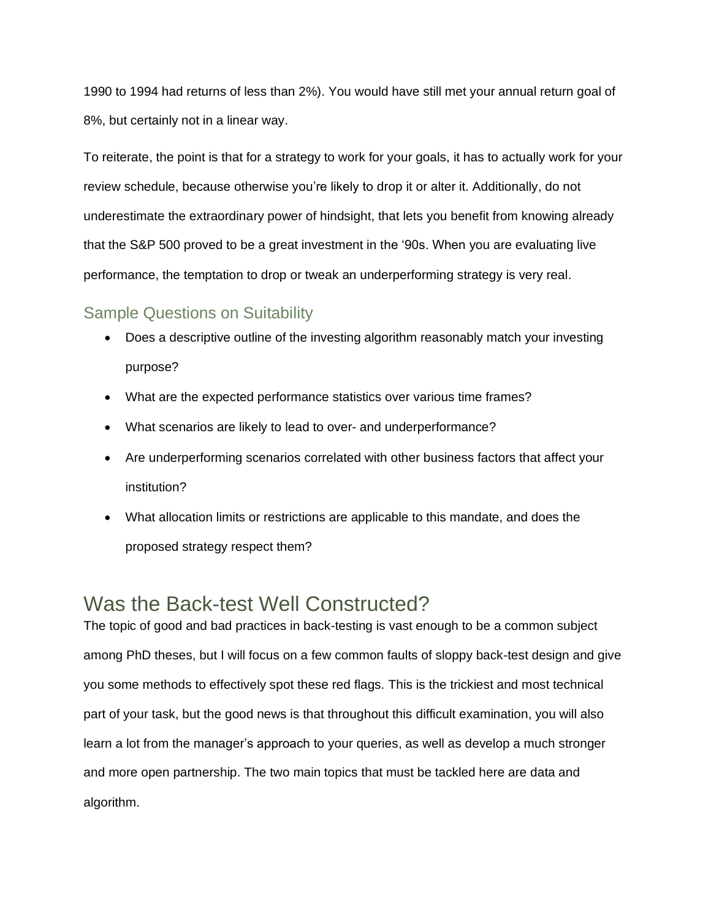1990 to 1994 had returns of less than 2%). You would have still met your annual return goal of 8%, but certainly not in a linear way.

To reiterate, the point is that for a strategy to work for your goals, it has to actually work for your review schedule, because otherwise you're likely to drop it or alter it. Additionally, do not underestimate the extraordinary power of hindsight, that lets you benefit from knowing already that the S&P 500 proved to be a great investment in the '90s. When you are evaluating live performance, the temptation to drop or tweak an underperforming strategy is very real.

### Sample Questions on Suitability

- Does a descriptive outline of the investing algorithm reasonably match your investing purpose?
- What are the expected performance statistics over various time frames?
- What scenarios are likely to lead to over- and underperformance?
- Are underperforming scenarios correlated with other business factors that affect your institution?
- What allocation limits or restrictions are applicable to this mandate, and does the proposed strategy respect them?

## Was the Back-test Well Constructed?

The topic of good and bad practices in back-testing is vast enough to be a common subject among PhD theses, but I will focus on a few common faults of sloppy back-test design and give you some methods to effectively spot these red flags. This is the trickiest and most technical part of your task, but the good news is that throughout this difficult examination, you will also learn a lot from the manager's approach to your queries, as well as develop a much stronger and more open partnership. The two main topics that must be tackled here are data and algorithm.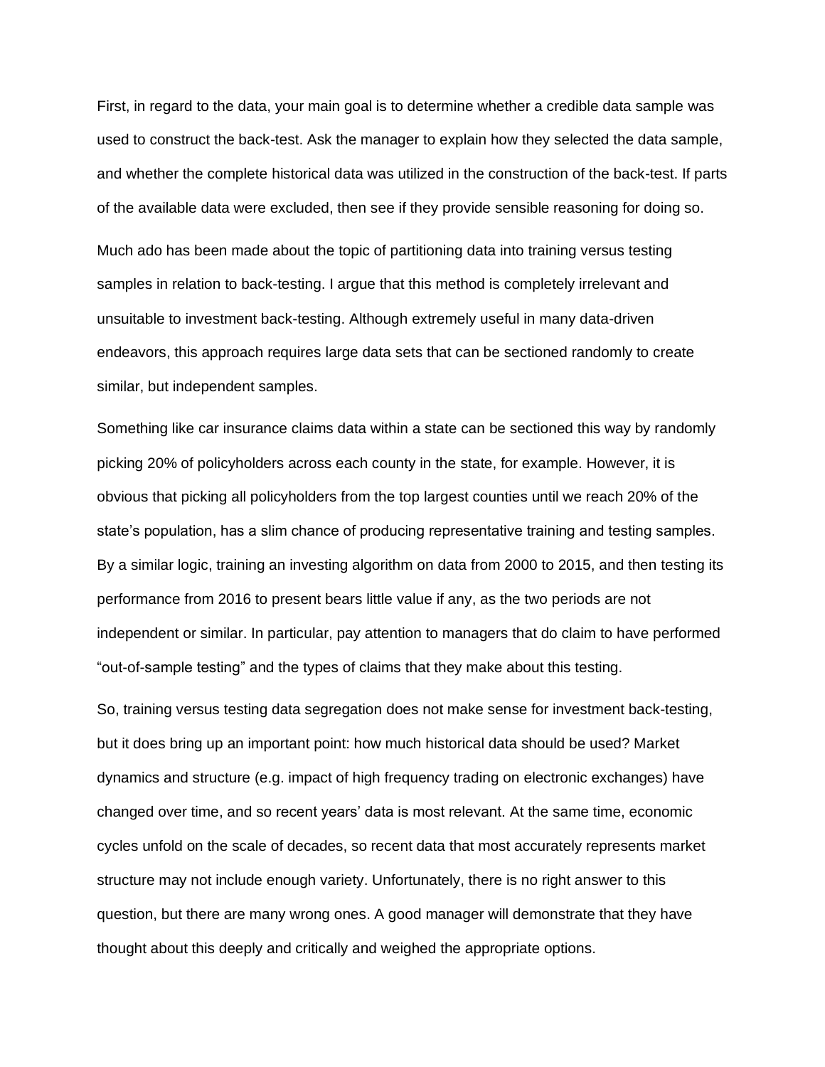First, in regard to the data, your main goal is to determine whether a credible data sample was used to construct the back-test. Ask the manager to explain how they selected the data sample, and whether the complete historical data was utilized in the construction of the back-test. If parts of the available data were excluded, then see if they provide sensible reasoning for doing so.

Much ado has been made about the topic of partitioning data into training versus testing samples in relation to back-testing. I argue that this method is completely irrelevant and unsuitable to investment back-testing. Although extremely useful in many data-driven endeavors, this approach requires large data sets that can be sectioned randomly to create similar, but independent samples.

Something like car insurance claims data within a state can be sectioned this way by randomly picking 20% of policyholders across each county in the state, for example. However, it is obvious that picking all policyholders from the top largest counties until we reach 20% of the state's population, has a slim chance of producing representative training and testing samples. By a similar logic, training an investing algorithm on data from 2000 to 2015, and then testing its performance from 2016 to present bears little value if any, as the two periods are not independent or similar. In particular, pay attention to managers that do claim to have performed "out-of-sample testing" and the types of claims that they make about this testing.

So, training versus testing data segregation does not make sense for investment back-testing, but it does bring up an important point: how much historical data should be used? Market dynamics and structure (e.g. impact of high frequency trading on electronic exchanges) have changed over time, and so recent years' data is most relevant. At the same time, economic cycles unfold on the scale of decades, so recent data that most accurately represents market structure may not include enough variety. Unfortunately, there is no right answer to this question, but there are many wrong ones. A good manager will demonstrate that they have thought about this deeply and critically and weighed the appropriate options.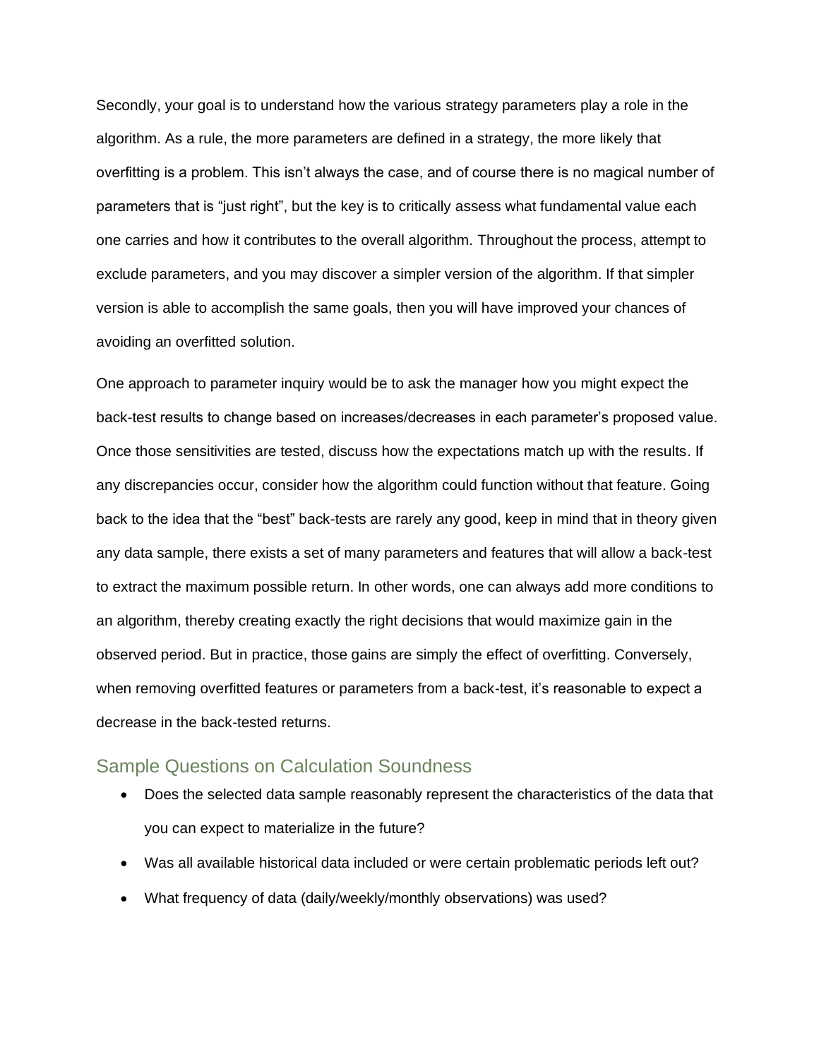Secondly, your goal is to understand how the various strategy parameters play a role in the algorithm. As a rule, the more parameters are defined in a strategy, the more likely that overfitting is a problem. This isn't always the case, and of course there is no magical number of parameters that is "just right", but the key is to critically assess what fundamental value each one carries and how it contributes to the overall algorithm. Throughout the process, attempt to exclude parameters, and you may discover a simpler version of the algorithm. If that simpler version is able to accomplish the same goals, then you will have improved your chances of avoiding an overfitted solution.

One approach to parameter inquiry would be to ask the manager how you might expect the back-test results to change based on increases/decreases in each parameter's proposed value. Once those sensitivities are tested, discuss how the expectations match up with the results. If any discrepancies occur, consider how the algorithm could function without that feature. Going back to the idea that the "best" back-tests are rarely any good, keep in mind that in theory given any data sample, there exists a set of many parameters and features that will allow a back-test to extract the maximum possible return. In other words, one can always add more conditions to an algorithm, thereby creating exactly the right decisions that would maximize gain in the observed period. But in practice, those gains are simply the effect of overfitting. Conversely, when removing overfitted features or parameters from a back-test, it's reasonable to expect a decrease in the back-tested returns.

## Sample Questions on Calculation Soundness

- Does the selected data sample reasonably represent the characteristics of the data that you can expect to materialize in the future?
- Was all available historical data included or were certain problematic periods left out?
- What frequency of data (daily/weekly/monthly observations) was used?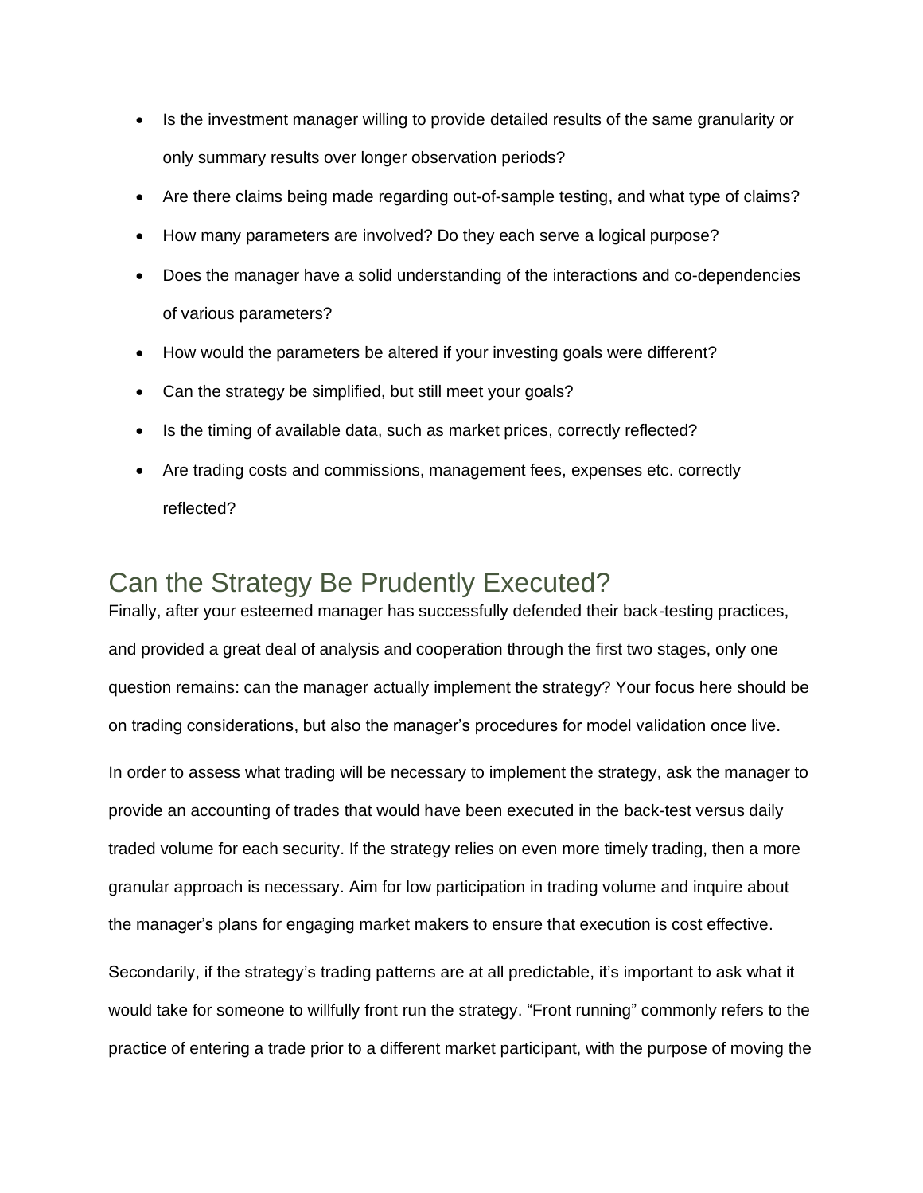- Is the investment manager willing to provide detailed results of the same granularity or only summary results over longer observation periods?
- Are there claims being made regarding out-of-sample testing, and what type of claims?
- How many parameters are involved? Do they each serve a logical purpose?
- Does the manager have a solid understanding of the interactions and co-dependencies of various parameters?
- How would the parameters be altered if your investing goals were different?
- Can the strategy be simplified, but still meet your goals?
- Is the timing of available data, such as market prices, correctly reflected?
- Are trading costs and commissions, management fees, expenses etc. correctly reflected?

## Can the Strategy Be Prudently Executed?

Finally, after your esteemed manager has successfully defended their back-testing practices, and provided a great deal of analysis and cooperation through the first two stages, only one question remains: can the manager actually implement the strategy? Your focus here should be on trading considerations, but also the manager's procedures for model validation once live.

In order to assess what trading will be necessary to implement the strategy, ask the manager to provide an accounting of trades that would have been executed in the back-test versus daily traded volume for each security. If the strategy relies on even more timely trading, then a more granular approach is necessary. Aim for low participation in trading volume and inquire about the manager's plans for engaging market makers to ensure that execution is cost effective.

Secondarily, if the strategy's trading patterns are at all predictable, it's important to ask what it would take for someone to willfully front run the strategy. "Front running" commonly refers to the practice of entering a trade prior to a different market participant, with the purpose of moving the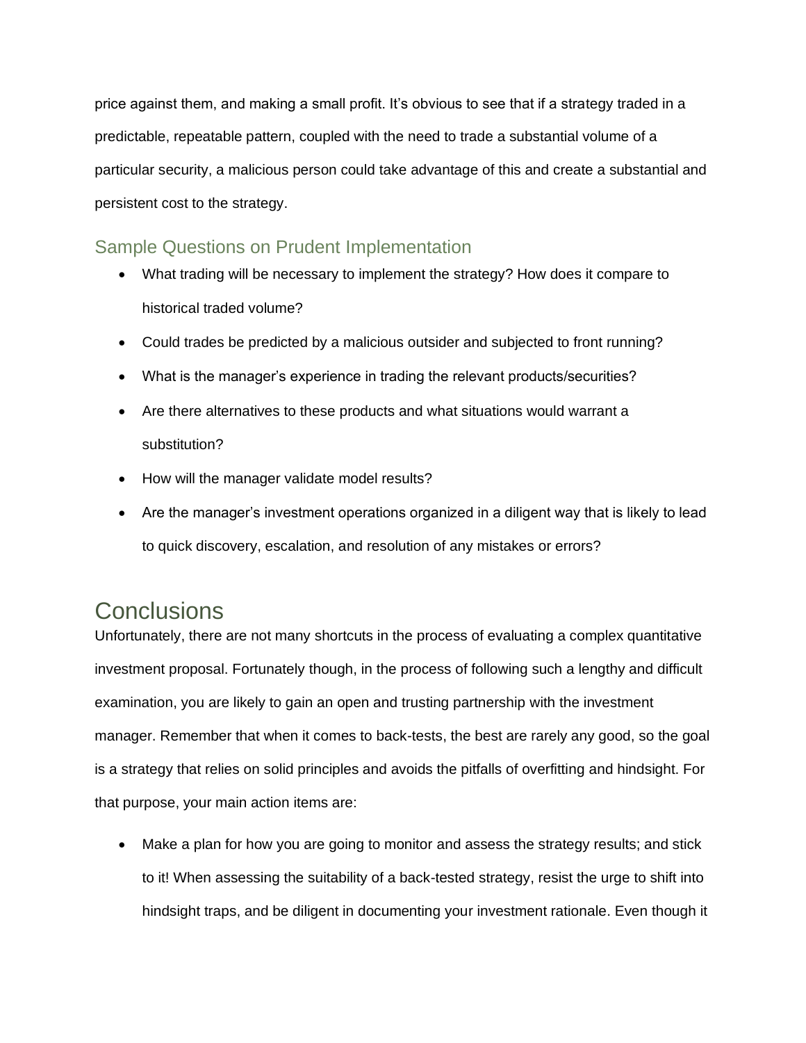price against them, and making a small profit. It's obvious to see that if a strategy traded in a predictable, repeatable pattern, coupled with the need to trade a substantial volume of a particular security, a malicious person could take advantage of this and create a substantial and persistent cost to the strategy.

### Sample Questions on Prudent Implementation

- What trading will be necessary to implement the strategy? How does it compare to historical traded volume?
- Could trades be predicted by a malicious outsider and subjected to front running?
- What is the manager's experience in trading the relevant products/securities?
- Are there alternatives to these products and what situations would warrant a substitution?
- How will the manager validate model results?
- Are the manager's investment operations organized in a diligent way that is likely to lead to quick discovery, escalation, and resolution of any mistakes or errors?

## Conclusions

Unfortunately, there are not many shortcuts in the process of evaluating a complex quantitative investment proposal. Fortunately though, in the process of following such a lengthy and difficult examination, you are likely to gain an open and trusting partnership with the investment manager. Remember that when it comes to back-tests, the best are rarely any good, so the goal is a strategy that relies on solid principles and avoids the pitfalls of overfitting and hindsight. For that purpose, your main action items are:

- Make a plan for how you are going to monitor and assess the strategy results; and stick to it! When assessing the suitability of a back-tested strategy, resist the urge to shift into hindsight traps, and be diligent in documenting your investment rationale. Even though it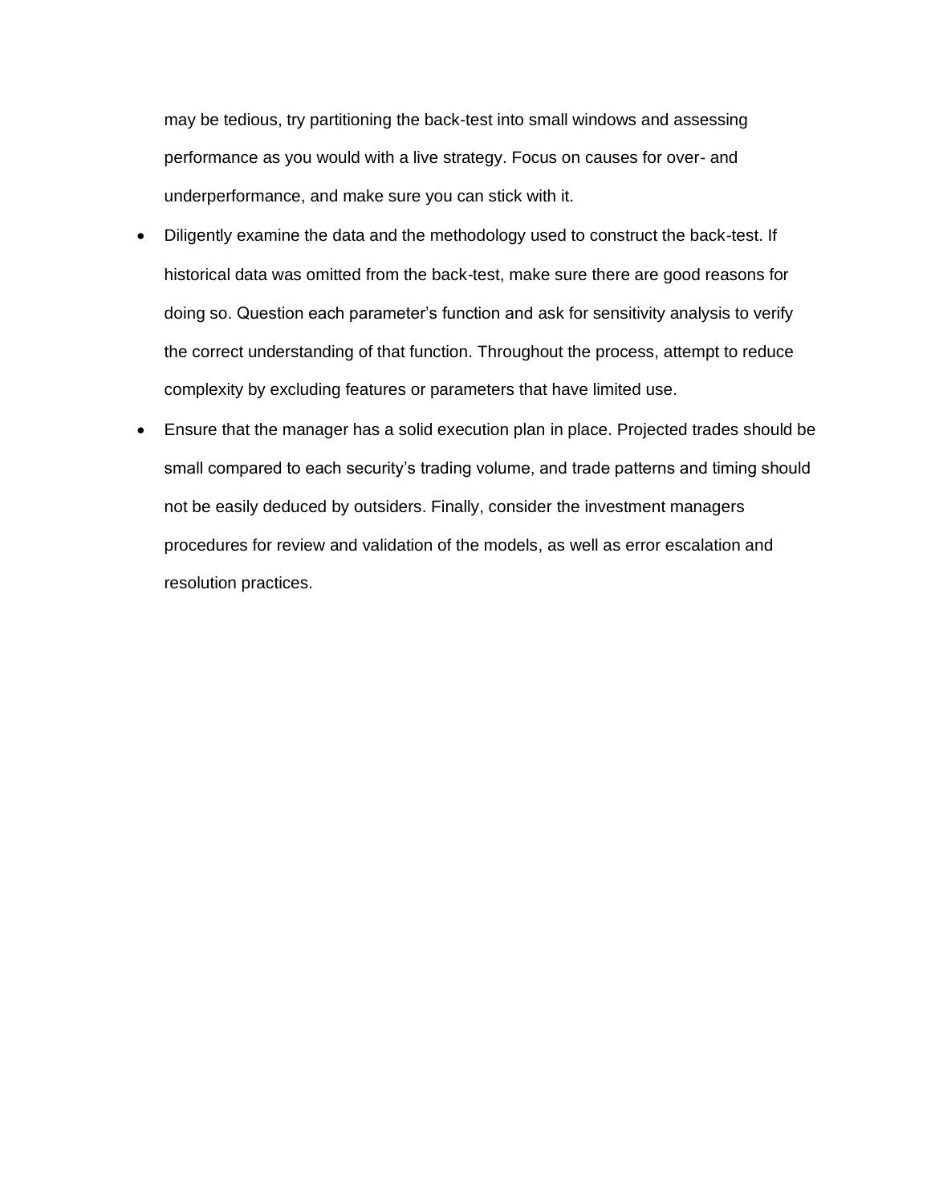may be tedious, try partitioning the back-test into small windows and assessing performance as you would with a live strategy. Focus on causes for over- and underperformance, and make sure you can stick with it.

- Diligently examine the data and the methodology used to construct the back-test. If historical data was omitted from the back-test, make sure there are good reasons for doing so. Question each parameter's function and ask for sensitivity analysis to verify the correct understanding of that function. Throughout the process, attempt to reduce complexity by excluding features or parameters that have limited use.
- Ensure that the manager has a solid execution plan in place. Projected trades should be small compared to each security's trading volume, and trade patterns and timing should not be easily deduced by outsiders. Finally, consider the investment managers procedures for review and validation of the models, as well as error escalation and resolution practices.